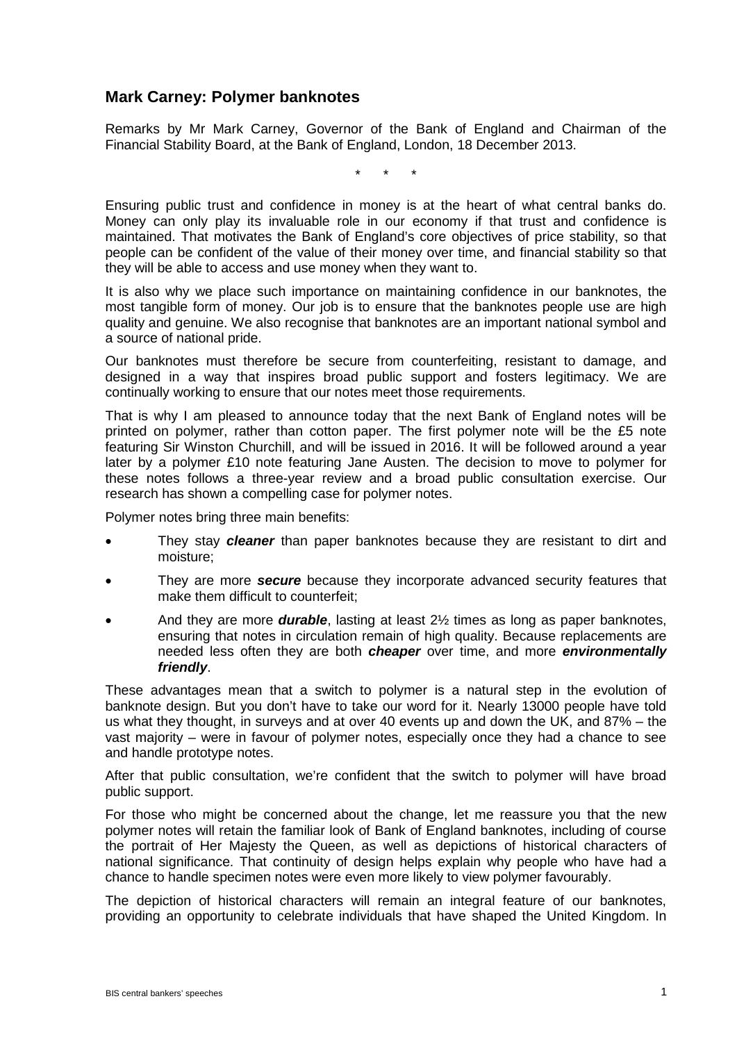## Mark Carney: Polymer banknotes

Remarks by Mr Mark Carney, Governor of the Bank of England and Chairman of the Financial Stability Board, at the Bank of England, London, 18 December 2013.

\* \* \*

Ensuring public trust and confidence in money is at the heart of what central banks do. Money can only play its invaluable role in our economy if that trust and confidence is maintained. That motivates the Bank of England's core objectives of price stability, so that people can be confident of the value of their money over time, and financial stability so that they will be able to access and use money when they want to.

It is also why we place such importance on maintaining confidence in our banknotes, the most tangible form of money. Our job is to ensure that the banknotes people use are high quality and genuine. We also recognise that banknotes are an important national symbol and a source of national pride.

Our banknotes must therefore be secure from counterfeiting, resistant to damage, and designed in a way that inspires broad public support and fosters legitimacy. We are continually working to ensure that our notes meet those requirements.

That is why I am pleased to announce today that the next Bank of England notes will be printed on polymer, rather than cotton paper. The first polymer note will be the £5 note featuring Sir Winston Churchill, and will be issued in 2016. It will be followed around a year later by a polymer £10 note featuring Jane Austen. The decision to move to polymer for these notes follows a three-year review and a broad public consultation exercise. Our research has shown a compelling case for polymer notes.

Polymer notes bring three main benefits:

- They stay ***cleaner*** than paper banknotes because they are resistant to dirt and moisture;
- They are more ***secure*** because they incorporate advanced security features that make them difficult to counterfeit;
- And they are more ***durable***, lasting at least 2½ times as long as paper banknotes, ensuring that notes in circulation remain of high quality. Because replacements are needed less often they are both ***cheaper*** over time, and more ***environmentally friendly***.

These advantages mean that a switch to polymer is a natural step in the evolution of banknote design. But you don't have to take our word for it. Nearly 13000 people have told us what they thought, in surveys and at over 40 events up and down the UK, and 87% – the vast majority – were in favour of polymer notes, especially once they had a chance to see and handle prototype notes.

After that public consultation, we're confident that the switch to polymer will have broad public support.

For those who might be concerned about the change, let me reassure you that the new polymer notes will retain the familiar look of Bank of England banknotes, including of course the portrait of Her Majesty the Queen, as well as depictions of historical characters of national significance. That continuity of design helps explain why people who have had a chance to handle specimen notes were even more likely to view polymer favourably.

The depiction of historical characters will remain an integral feature of our banknotes, providing an opportunity to celebrate individuals that have shaped the United Kingdom. In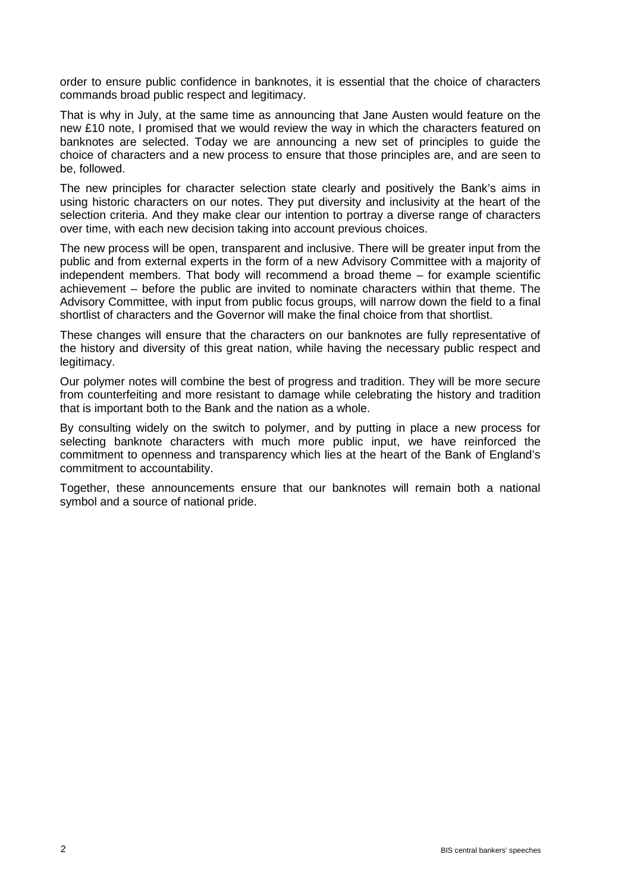order to ensure public confidence in banknotes, it is essential that the choice of characters commands broad public respect and legitimacy.

That is why in July, at the same time as announcing that Jane Austen would feature on the new £10 note, I promised that we would review the way in which the characters featured on banknotes are selected. Today we are announcing a new set of principles to guide the choice of characters and a new process to ensure that those principles are, and are seen to be, followed.

The new principles for character selection state clearly and positively the Bank's aims in using historic characters on our notes. They put diversity and inclusivity at the heart of the selection criteria. And they make clear our intention to portray a diverse range of characters over time, with each new decision taking into account previous choices.

The new process will be open, transparent and inclusive. There will be greater input from the public and from external experts in the form of a new Advisory Committee with a majority of independent members. That body will recommend a broad theme – for example scientific achievement – before the public are invited to nominate characters within that theme. The Advisory Committee, with input from public focus groups, will narrow down the field to a final shortlist of characters and the Governor will make the final choice from that shortlist.

These changes will ensure that the characters on our banknotes are fully representative of the history and diversity of this great nation, while having the necessary public respect and legitimacy.

Our polymer notes will combine the best of progress and tradition. They will be more secure from counterfeiting and more resistant to damage while celebrating the history and tradition that is important both to the Bank and the nation as a whole.

By consulting widely on the switch to polymer, and by putting in place a new process for selecting banknote characters with much more public input, we have reinforced the commitment to openness and transparency which lies at the heart of the Bank of England's commitment to accountability.

Together, these announcements ensure that our banknotes will remain both a national symbol and a source of national pride.